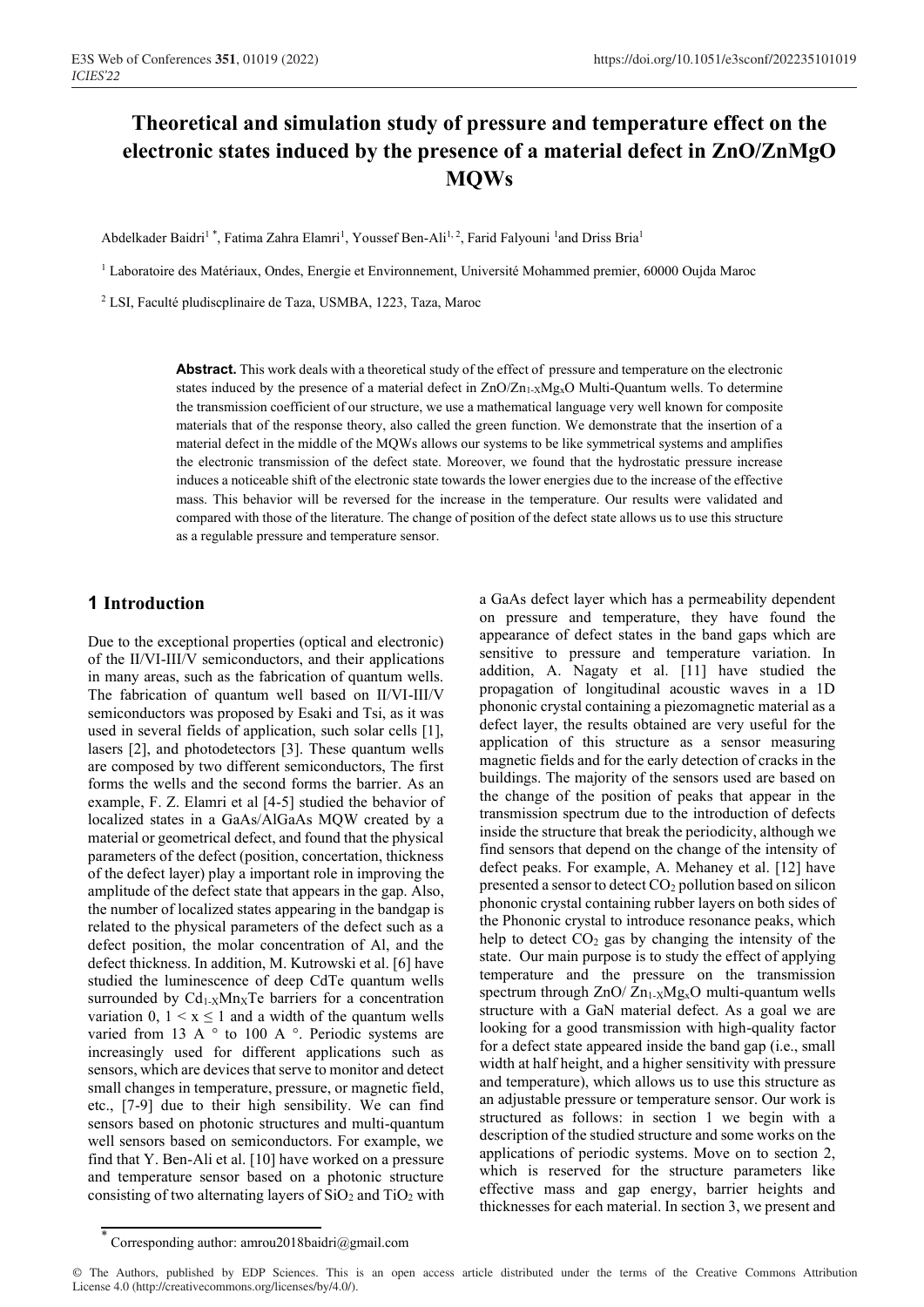# Theoretical and simulation study of pressure and temperature effect on the electronic states induced by the presence of a material defect in ZnO/ZnMgO MQWs

Abdelkader Baidri[1 *], Fatima Zahra Elamri[1], Youssef Ben-Ali[1, 2], Farid Falyouni [1] and Driss Bria[1]

[1] Laboratoire des Matériaux, Ondes, Energie et Environnement, Université Mohammed premier, 60000 Oujda Maroc

[2] LSI, Faculté pludiscplinaire de Taza, USMBA, 1223, Taza, Maroc

**Abstract.** This work deals with a theoretical study of the effect of pressure and temperature on the electronic states induced by the presence of a material defect in ZnO/$Zn_{1-X}Mg_xO$ Multi-Quantum wells. To determine the transmission coefficient of our structure, we use a mathematical language very well known for composite materials that of the response theory, also called the green function. We demonstrate that the insertion of a material defect in the middle of the MQWs allows our systems to be like symmetrical systems and amplifies the electronic transmission of the defect state. Moreover, we found that the hydrostatic pressure increase induces a noticeable shift of the electronic state towards the lower energies due to the increase of the effective mass. This behavior will be reversed for the increase in the temperature. Our results were validated and compared with those of the literature. The change of position of the defect state allows us to use this structure as a regulable pressure and temperature sensor.

## 1 Introduction

Due to the exceptional properties (optical and electronic) of the II/VI-III/V semiconductors, and their applications in many areas, such as the fabrication of quantum wells. The fabrication of quantum well based on II/VI-III/V semiconductors was proposed by Esaki and Tsi, as it was used in several fields of application, such solar cells [1], lasers [2], and photodetectors [3]. These quantum wells are composed by two different semiconductors, The first forms the wells and the second forms the barrier. As an example, F. Z. Elamri et al [4-5] studied the behavior of localized states in a GaAs/AlGaAs MQW created by a material or geometrical defect, and found that the physical parameters of the defect (position, concertation, thickness of the defect layer) play a important role in improving the amplitude of the defect state that appears in the gap. Also, the number of localized states appearing in the bandgap is related to the physical parameters of the defect such as a defect position, the molar concentration of Al, and the defect thickness. In addition, M. Kutrowski et al. [6] have studied the luminescence of deep CdTe quantum wells surrounded by $Cd_{1-X}Mn_XTe$ barriers for a concentration variation 0, $1 < x \leq 1$ and a width of the quantum wells varied from 13 A ° to 100 A °. Periodic systems are increasingly used for different applications such as sensors, which are devices that serve to monitor and detect small changes in temperature, pressure, or magnetic field, etc., [7-9] due to their high sensibility. We can find sensors based on photonic structures and multi-quantum well sensors based on semiconductors. For example, we find that Y. Ben-Ali et al. [10] have worked on a pressure and temperature sensor based on a photonic structure consisting of two alternating layers of $SiO_2$ and $TiO_2$ with a GaAs defect layer which has a permeability dependent on pressure and temperature, they have found the appearance of defect states in the band gaps which are sensitive to pressure and temperature variation. In addition, A. Nagaty et al. [11] have studied the propagation of longitudinal acoustic waves in a 1D phononic crystal containing a piezomagnetic material as a defect layer, the results obtained are very useful for the application of this structure as a sensor measuring magnetic fields and for the early detection of cracks in the buildings. The majority of the sensors used are based on the change of the position of peaks that appear in the transmission spectrum due to the introduction of defects inside the structure that break the periodicity, although we find sensors that depend on the change of the intensity of defect peaks. For example, A. Mehaney et al. [12] have presented a sensor to detect $CO_2$ pollution based on silicon phononic crystal containing rubber layers on both sides of the Phononic crystal to introduce resonance peaks, which help to detect $CO_2$ gas by changing the intensity of the state. Our main purpose is to study the effect of applying temperature and the pressure on the transmission spectrum through ZnO/ $Zn_{1-X}Mg_xO$ multi-quantum wells structure with a GaN material defect. As a goal we are looking for a good transmission with high-quality factor for a defect state appeared inside the band gap (i.e., small width at half height, and a higher sensitivity with pressure and temperature), which allows us to use this structure as an adjustable pressure or temperature sensor. Our work is structured as follows: in section 1 we begin with a description of the studied structure and some works on the applications of periodic systems. Move on to section 2, which is reserved for the structure parameters like effective mass and gap energy, barrier heights and thicknesses for each material. In section 3, we present and

* Corresponding author: amrou2018baidri@gmail.com

© The Authors, published by EDP Sciences. This is an open access article distributed under the terms of the Creative Commons Attribution License 4.0 (http://creativecommons.org/licenses/by/4.0/).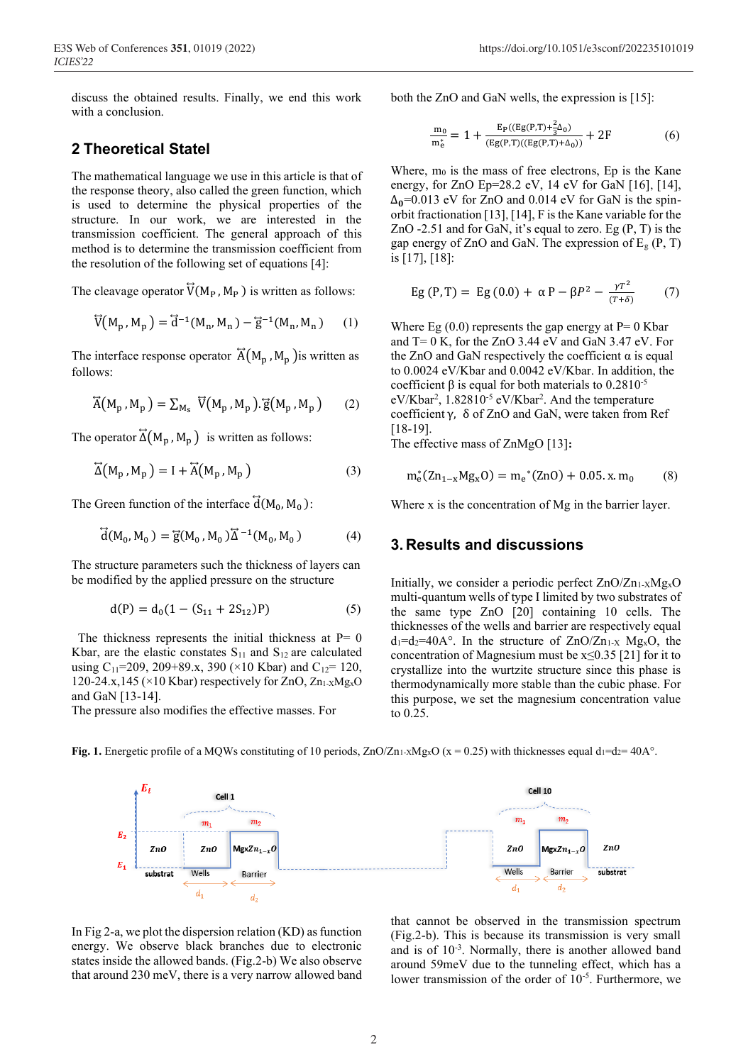discuss the obtained results. Finally, we end this work with a conclusion.

## 2 Theoretical Statel

The mathematical language we use in this article is that of the response theory, also called the green function, which is used to determine the physical properties of the structure. In our work, we are interested in the transmission coefficient. The general approach of this method is to determine the transmission coefficient from the resolution of the following set of equations [4]:

The cleavage operator $\overleftrightarrow{V}(M_P, M_P)$ is written as follows:

$$\overleftrightarrow{V}(M_p, M_p) = \overleftrightarrow{d}^{-1}(M_n, M_n) - \overleftrightarrow{g}^{-1}(M_n, M_n) \quad (1)$$

The interface response operator $\overleftrightarrow{A}(M_p, M_p)$ is written as follows:

$$\overleftrightarrow{A}(M_p, M_p) = \sum_{M_s} \overleftrightarrow{V}(M_p, M_p).\overleftrightarrow{g}(M_p, M_p) \quad (2)$$

The operator $\overleftrightarrow{\Delta}(M_p, M_p)$ is written as follows:

$$\overleftrightarrow{\Delta}(M_p, M_p) = I + \overleftrightarrow{A}(M_p, M_p) \quad (3)$$

The Green function of the interface $\overleftrightarrow{d}(M_0, M_0)$:

$$\overleftrightarrow{d}(M_0, M_0) = \overleftrightarrow{g}(M_0, M_0)\overleftrightarrow{\Delta}^{-1}(M_0, M_0) \quad (4)$$

The structure parameters such the thickness of layers can be modified by the applied pressure on the structure

$$d(P) = d_0(1 - (S_{11} + 2S_{12})P) \quad (5)$$

The thickness represents the initial thickness at P= 0 Kbar, are the elastic constates $S_{11}$ and $S_{12}$ are calculated using $C_{11}$=209, 209+89.x, 390 (×10 Kbar) and $C_{12}$= 120, 120-24.x,145 (×10 Kbar) respectively for ZnO, $Zn_{1-x}Mg_xO$ and GaN [13-14].

The pressure also modifies the effective masses. For both the ZnO and GaN wells, the expression is [15]:

$$\frac{m_0}{m_e^*} = 1 + \frac{E_P((Eg(P,T) + \frac{2}{3}\Delta_0)}{(Eg(P,T)((Eg(P,T) + \Delta_0))} + 2F \quad (6)$$

Where, $m_0$ is the mass of free electrons, Ep is the Kane energy, for ZnO Ep=28.2 eV, 14 eV for GaN [16], [14], $\Delta_0$=0.013 eV for ZnO and 0.014 eV for GaN is the spin-orbit fractionation [13], [14], F is the Kane variable for the ZnO -2.51 and for GaN, it's equal to zero. Eg (P, T) is the gap energy of ZnO and GaN. The expression of $E_g$ (P, T) is [17], [18]:

$$Eg(P,T) = Eg(0.0) + \alpha P - \beta P^2 - \frac{\gamma T^2}{(T+\delta)} \quad (7)$$

Where Eg (0.0) represents the gap energy at P= 0 Kbar and T= 0 K, for the ZnO 3.44 eV and GaN 3.47 eV. For the ZnO and GaN respectively the coefficient α is equal to 0.0024 eV/Kbar and 0.0042 eV/Kbar. In addition, the coefficient β is equal for both materials to $0.2810^{-5}$ eV/Kbar$^2$, $1.82810^{-5}$ eV/Kbar$^2$. And the temperature coefficient γ, δ of ZnO and GaN, were taken from Ref [18-19].

The effective mass of ZnMgO [13]:

$$m_e^*(Zn_{1-x}Mg_xO) = m_e^*(ZnO) + 0.05.x.m_0 \quad (8)$$

Where x is the concentration of Mg in the barrier layer.

## 3. Results and discussions

Initially, we consider a periodic perfect ZnO/$Zn_{1-x}Mg_xO$ multi-quantum wells of type I limited by two substrates of the same type ZnO [20] containing 10 cells. The thicknesses of the wells and barrier are respectively equal $d_1$=$d_2$=40A°. In the structure of ZnO/$Zn_{1-x}$ $Mg_xO$, the concentration of Magnesium must be x≤0.35 [21] for it to crystallize into the wurtzite structure since this phase is thermodynamically more stable than the cubic phase. For this purpose, we set the magnesium concentration value to 0.25.

**Fig. 1.** Energetic profile of a MQWs constituting of 10 periods, ZnO/$Zn_{1-x}Mg_xO$ (x = 0.25) with thicknesses equal $d_1$=$d_2$= 40A°.

In Fig 2-a, we plot the dispersion relation (KD) as function energy. We observe black branches due to electronic states inside the allowed bands. (Fig.2-b) We also observe that around 230 meV, there is a very narrow allowed band that cannot be observed in the transmission spectrum (Fig.2-b). This is because its transmission is very small and is of $10^{-3}$. Normally, there is another allowed band around 59meV due to the tunneling effect, which has a lower transmission of the order of $10^{-5}$. Furthermore, we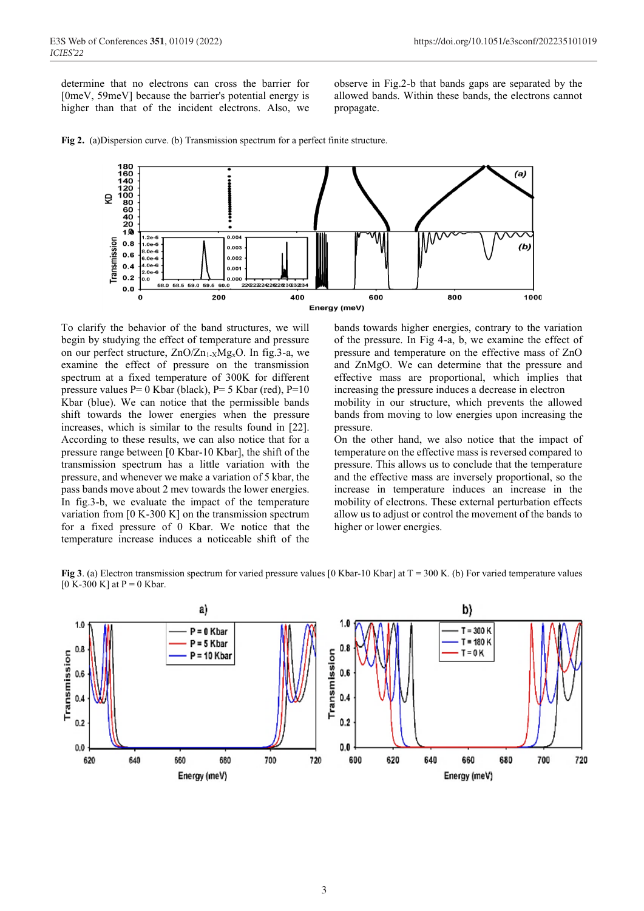determine that no electrons can cross the barrier for [0meV, 59meV] because the barrier's potential energy is higher than that of the incident electrons. Also, we observe in Fig.2-b that bands gaps are separated by the allowed bands. Within these bands, the electrons cannot propagate.

**Fig 2.** (a)Dispersion curve. (b) Transmission spectrum for a perfect finite structure.

To clarify the behavior of the band structures, we will begin by studying the effect of temperature and pressure on our perfect structure, $ZnO/Zn_{1-X}Mg_xO$. In fig.3-a, we examine the effect of pressure on the transmission spectrum at a fixed temperature of 300K for different pressure values P= 0 Kbar (black), P= 5 Kbar (red), P=10 Kbar (blue). We can notice that the permissible bands shift towards the lower energies when the pressure increases, which is similar to the results found in [22]. According to these results, we can also notice that for a pressure range between [0 Kbar-10 Kbar], the shift of the transmission spectrum has a little variation with the pressure, and whenever we make a variation of 5 kbar, the pass bands move about 2 mev towards the lower energies. In fig.3-b, we evaluate the impact of the temperature variation from [0 K-300 K] on the transmission spectrum for a fixed pressure of 0 Kbar. We notice that the temperature increase induces a noticeable shift of the bands towards higher energies, contrary to the variation of the pressure. In Fig 4-a, b, we examine the effect of pressure and temperature on the effective mass of ZnO and ZnMgO. We can determine that the pressure and effective mass are proportional, which implies that increasing the pressure induces a decrease in electron mobility in our structure, which prevents the allowed bands from moving to low energies upon increasing the pressure.

On the other hand, we also notice that the impact of temperature on the effective mass is reversed compared to pressure. This allows us to conclude that the temperature and the effective mass are inversely proportional, so the increase in temperature induces an increase in the mobility of electrons. These external perturbation effects allow us to adjust or control the movement of the bands to higher or lower energies.

**Fig 3**. (a) Electron transmission spectrum for varied pressure values [0 Kbar-10 Kbar] at T = 300 K. (b) For varied temperature values [0 K-300 K] at P = 0 Kbar.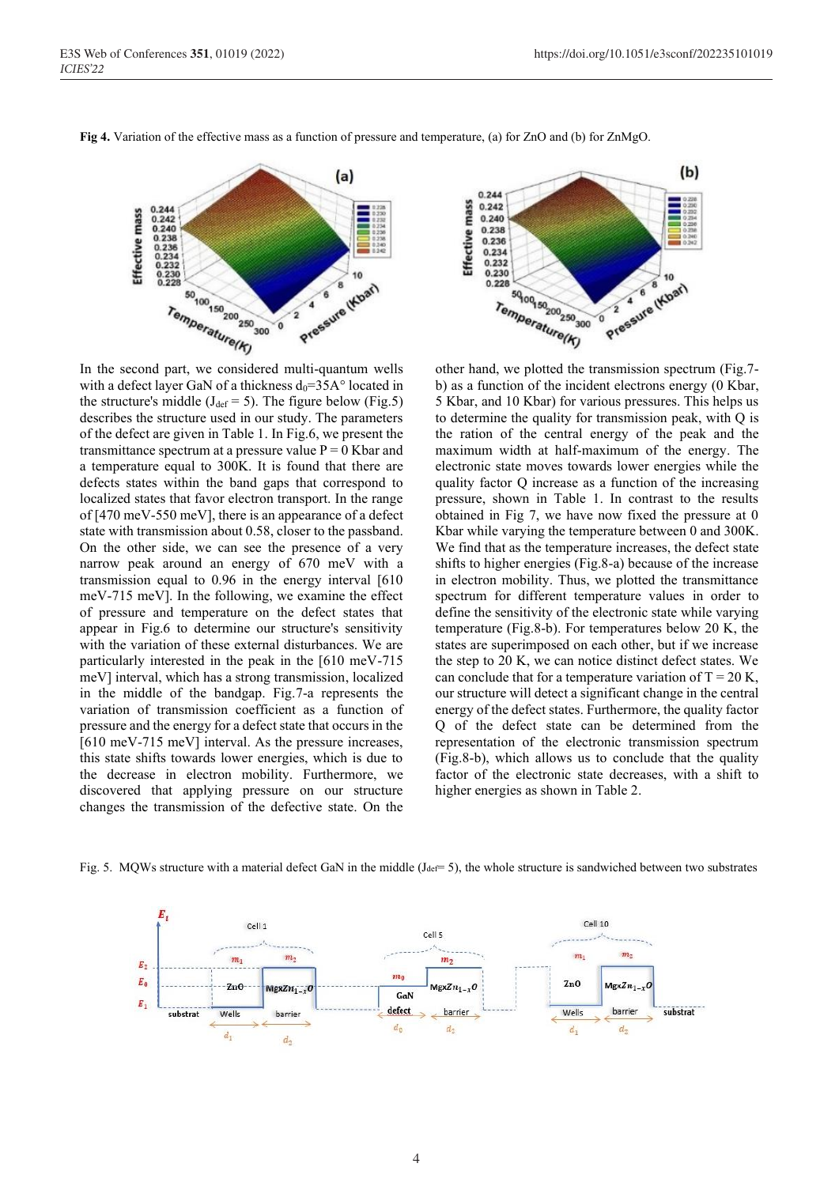**Fig 4.** Variation of the effective mass as a function of pressure and temperature, (a) for ZnO and (b) for ZnMgO.

In the second part, we considered multi-quantum wells with a defect layer GaN of a thickness $d_0$=35A° located in the structure's middle ($J_{def}$ = 5). The figure below (Fig.5) describes the structure used in our study. The parameters of the defect are given in Table 1. In Fig.6, we present the transmittance spectrum at a pressure value P = 0 Kbar and a temperature equal to 300K. It is found that there are defects states within the band gaps that correspond to localized states that favor electron transport. In the range of [470 meV-550 meV], there is an appearance of a defect state with transmission about 0.58, closer to the passband. On the other side, we can see the presence of a very narrow peak around an energy of 670 meV with a transmission equal to 0.96 in the energy interval [610 meV-715 meV]. In the following, we examine the effect of pressure and temperature on the defect states that appear in Fig.6 to determine our structure's sensitivity with the variation of these external disturbances. We are particularly interested in the peak in the [610 meV-715 meV] interval, which has a strong transmission, localized in the middle of the bandgap. Fig.7-a represents the variation of transmission coefficient as a function of pressure and the energy for a defect state that occurs in the [610 meV-715 meV] interval. As the pressure increases, this state shifts towards lower energies, which is due to the decrease in electron mobility. Furthermore, we discovered that applying pressure on our structure changes the transmission of the defective state. On the other hand, we plotted the transmission spectrum (Fig.7-b) as a function of the incident electrons energy (0 Kbar, 5 Kbar, and 10 Kbar) for various pressures. This helps us to determine the quality for transmission peak, with Q is the ration of the central energy of the peak and the maximum width at half-maximum of the energy. The electronic state moves towards lower energies while the quality factor Q increase as a function of the increasing pressure, shown in Table 1. In contrast to the results obtained in Fig 7, we have now fixed the pressure at 0 Kbar while varying the temperature between 0 and 300K. We find that as the temperature increases, the defect state shifts to higher energies (Fig.8-a) because of the increase in electron mobility. Thus, we plotted the transmittance spectrum for different temperature values in order to define the sensitivity of the electronic state while varying temperature (Fig.8-b). For temperatures below 20 K, the states are superimposed on each other, but if we increase the step to 20 K, we can notice distinct defect states. We can conclude that for a temperature variation of T = 20 K, our structure will detect a significant change in the central energy of the defect states. Furthermore, the quality factor Q of the defect state can be determined from the representation of the electronic transmission spectrum (Fig.8-b), which allows us to conclude that the quality factor of the electronic state decreases, with a shift to higher energies as shown in Table 2.

Fig. 5. MQWs structure with a material defect GaN in the middle ($J_{def}$= 5), the whole structure is sandwiched between two substrates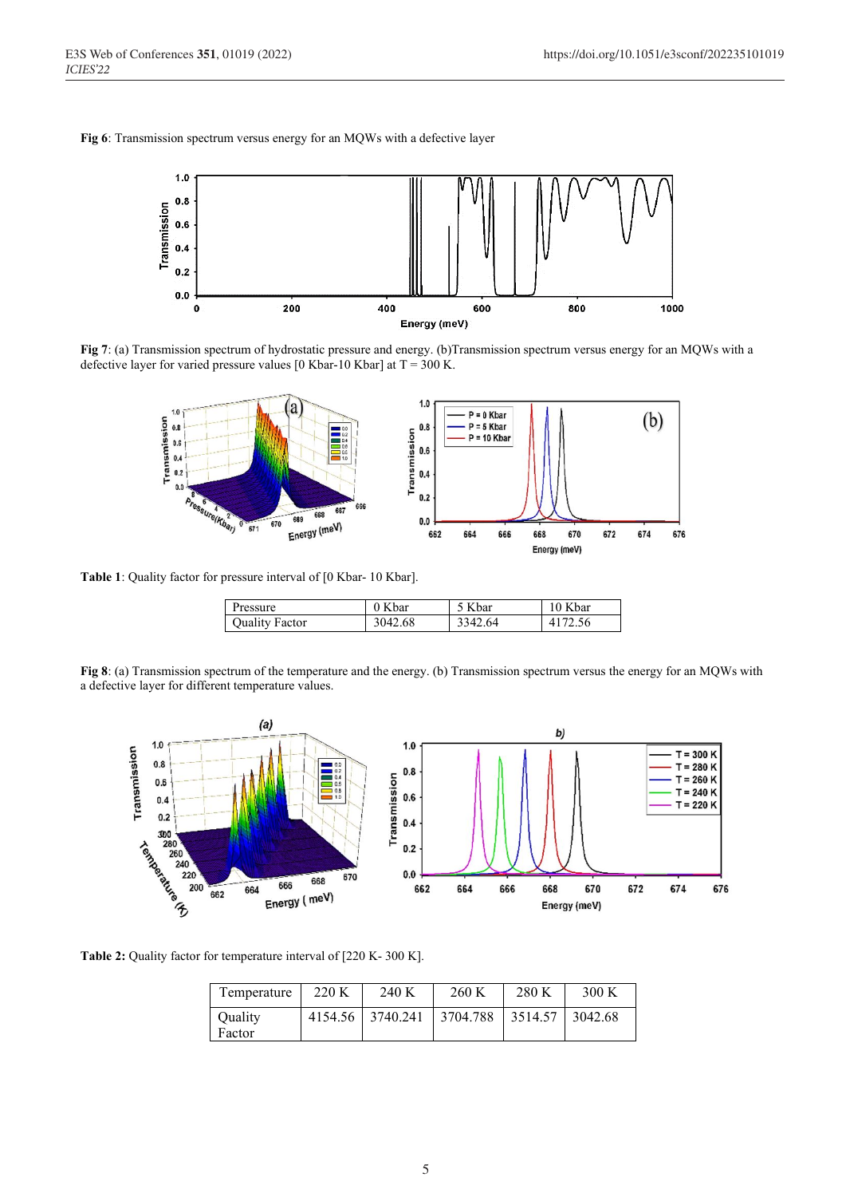**Fig 6**: Transmission spectrum versus energy for an MQWs with a defective layer

**Fig 7**: (a) Transmission spectrum of hydrostatic pressure and energy. (b)Transmission spectrum versus energy for an MQWs with a defective layer for varied pressure values [0 Kbar-10 Kbar] at T = 300 K.

**Table 1**: Quality factor for pressure interval of [0 Kbar- 10 Kbar].

| Pressure | 0 Kbar | 5 Kbar | 10 Kbar |
|---|---|---|---|
| Quality Factor | 3042.68 | 3342.64 | 4172.56 |

**Fig 8**: (a) Transmission spectrum of the temperature and the energy. (b) Transmission spectrum versus the energy for an MQWs with a defective layer for different temperature values.

**Table 2:** Quality factor for temperature interval of [220 K- 300 K].

| Temperature | 220 K | 240 K | 260 K | 280 K | 300 K |
|---|---|---|---|---|---|
| Quality Factor | 4154.56 | 3740.241 | 3704.788 | 3514.57 | 3042.68 |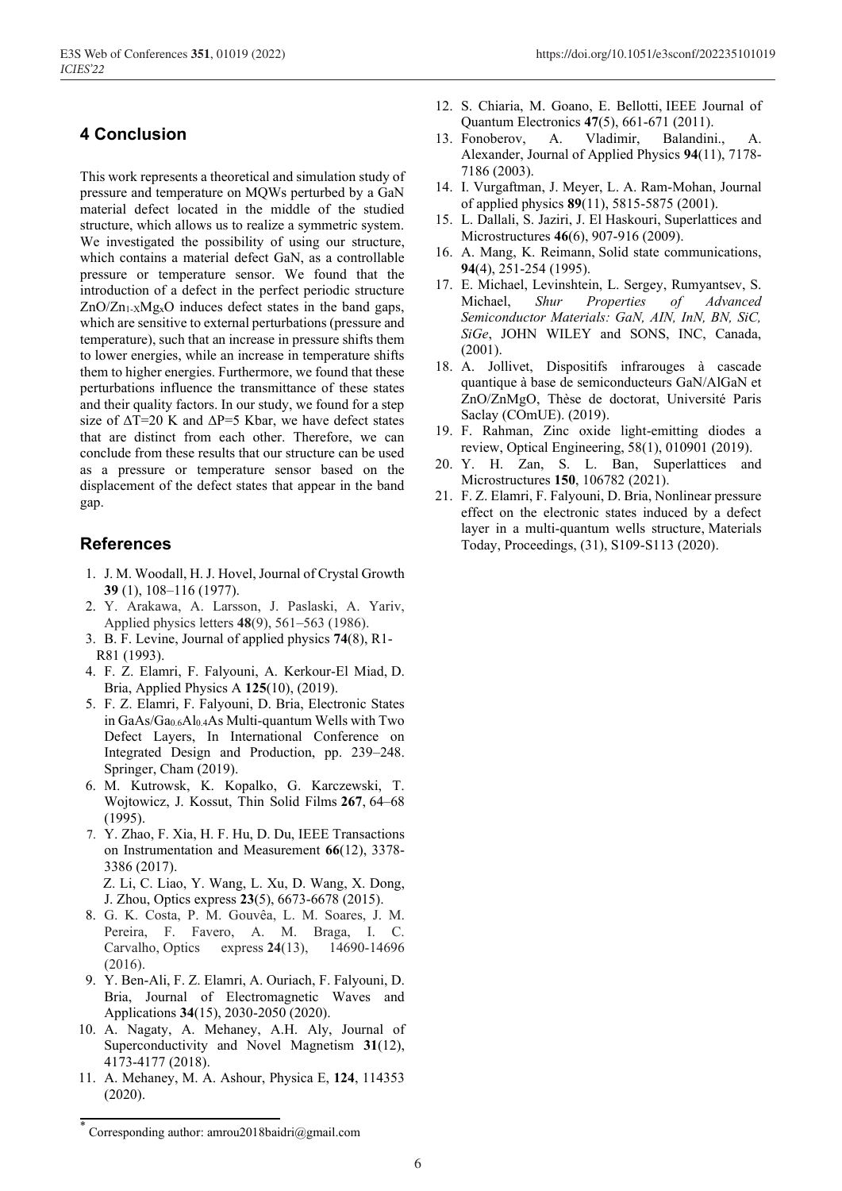## 4 Conclusion

This work represents a theoretical and simulation study of pressure and temperature on MQWs perturbed by a GaN material defect located in the middle of the studied structure, which allows us to realize a symmetric system. We investigated the possibility of using our structure, which contains a material defect GaN, as a controllable pressure or temperature sensor. We found that the introduction of a defect in the perfect periodic structure $ZnO/Zn_{1-X}Mg_xO$ induces defect states in the band gaps, which are sensitive to external perturbations (pressure and temperature), such that an increase in pressure shifts them to lower energies, while an increase in temperature shifts them to higher energies. Furthermore, we found that these perturbations influence the transmittance of these states and their quality factors. In our study, we found for a step size of $\Delta T=20$ K and $\Delta P=5$ Kbar, we have defect states that are distinct from each other. Therefore, we can conclude from these results that our structure can be used as a pressure or temperature sensor based on the displacement of the defect states that appear in the band gap.

## References

1. J. M. Woodall, H. J. Hovel, Journal of Crystal Growth **39** (1), 108–116 (1977).
2. Y. Arakawa, A. Larsson, J. Paslaski, A. Yariv, Applied physics letters **48**(9), 561–563 (1986).
3. B. F. Levine, Journal of applied physics **74**(8), R1-R81 (1993).
4. F. Z. Elamri, F. Falyouni, A. Kerkour-El Miad, D. Bria, Applied Physics A **125**(10), (2019).
5. F. Z. Elamri, F. Falyouni, D. Bria, Electronic States in $GaAs/Ga_{0.6}Al_{0.4}As$ Multi-quantum Wells with Two Defect Layers, In International Conference on Integrated Design and Production, pp. 239–248. Springer, Cham (2019).
6. M. Kutrowsk, K. Kopalko, G. Karczewski, T. Wojtowicz, J. Kossut, Thin Solid Films **267**, 64–68 (1995).
7. Y. Zhao, F. Xia, H. F. Hu, D. Du, IEEE Transactions on Instrumentation and Measurement **66**(12), 3378-3386 (2017).
   Z. Li, C. Liao, Y. Wang, L. Xu, D. Wang, X. Dong, J. Zhou, Optics express **23**(5), 6673-6678 (2015).
8. G. K. Costa, P. M. Gouvêa, L. M. Soares, J. M. Pereira, F. Favero, A. M. Braga, I. C. Carvalho, Optics express **24**(13), 14690-14696 (2016).
9. Y. Ben-Ali, F. Z. Elamri, A. Ouriach, F. Falyouni, D. Bria, Journal of Electromagnetic Waves and Applications **34**(15), 2030-2050 (2020).
10. A. Nagaty, A. Mehaney, A.H. Aly, Journal of Superconductivity and Novel Magnetism **31**(12), 4173-4177 (2018).
11. A. Mehaney, M. A. Ashour, Physica E, **124**, 114353 (2020).
12. S. Chiaria, M. Goano, E. Bellotti, IEEE Journal of Quantum Electronics **47**(5), 661-671 (2011).
13. Fonoberov, A. Vladimir, Balandini., A. Alexander, Journal of Applied Physics **94**(11), 7178-7186 (2003).
14. I. Vurgaftman, J. Meyer, L. A. Ram-Mohan, Journal of applied physics **89**(11), 5815-5875 (2001).
15. L. Dallali, S. Jaziri, J. El Haskouri, Superlattices and Microstructures **46**(6), 907-916 (2009).
16. A. Mang, K. Reimann, Solid state communications, **94**(4), 251-254 (1995).
17. E. Michael, Levinshtein, L. Sergey, Rumyantsev, S. Michael, *Shur Properties of Advanced Semiconductor Materials: GaN, AlN, InN, BN, SiC, SiGe*, JOHN WILEY and SONS, INC, Canada, (2001).
18. A. Jollivet, Dispositifs infrarouges à cascade quantique à base de semiconducteurs GaN/AlGaN et ZnO/ZnMgO, Thèse de doctorat, Université Paris Saclay (COmUE). (2019).
19. F. Rahman, Zinc oxide light-emitting diodes a review, Optical Engineering, 58(1), 010901 (2019).
20. Y. H. Zan, S. L. Ban, Superlattices and Microstructures **150**, 106782 (2021).
21. F. Z. Elamri, F. Falyouni, D. Bria, Nonlinear pressure effect on the electronic states induced by a defect layer in a multi-quantum wells structure, Materials Today, Proceedings, (31), S109-S113 (2020).

* Corresponding author: amrou2018baidri@gmail.com